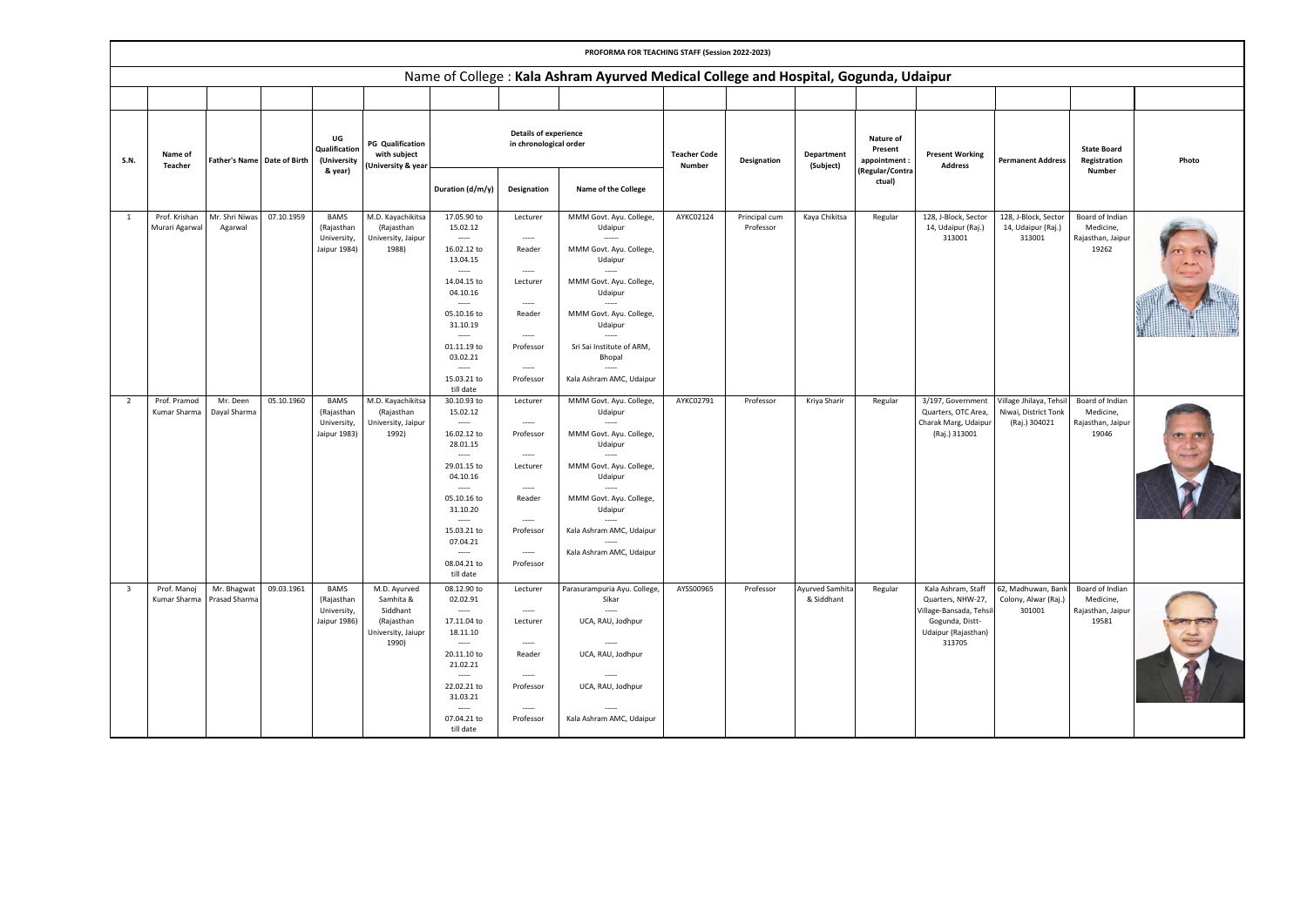**PROFORMA FOR TEACHING STAFF (Session 2022-2023)**

## Name of College : **Kala Ashram Ayurved Medical College and Hospital, Gogunda, Udaipur**

| S.N. | Name of Teacher | Father's Name | Date of Birth | UG Qualification (University & year) | PG Qualification with subject (University & year) | Details of experience in chronological order | | | Teacher Code Number | Designation | Department (Subject) | Nature of Present appointment : (Regular/Contractual) | Present Working Address | Permanent Address | State Board Registration Number | Photo |
|---|---|---|---|---|---|---|---|---|---|---|---|---|---|---|---|---|
| | | | | | | Duration (d/m/y) | Designation | Name of the College | | | | | | | | |
| 1 | Prof. Krishan Murari Agarwal | Mr. Shri Niwas Agarwal | 07.10.1959 | BAMS (Rajasthan University, Jaipur 1984) | M.D. Kayachikitsa (Rajasthan University, Jaipur 1988) | 17.05.90 to 15.02.12 ----- 16.02.12 to 13.04.15 ----- 14.04.15 to 04.10.16 ----- 05.10.16 to 31.10.19 ----- 01.11.19 to 03.02.21 ----- 15.03.21 to till date | Lecturer ----- Reader ----- Lecturer ----- Reader ----- Professor ----- Professor | MMM Govt. Ayu. College, Udaipur ------ MMM Govt. Ayu. College, Udaipur ----- MMM Govt. Ayu. College, Udaipur ----- MMM Govt. Ayu. College, Udaipur ----- Sri Sai Institute of ARM, Bhopal ----- Kala Ashram AMC, Udaipur | AYKC02124 | Principal cum Professor | Kaya Chikitsa | Regular | 128, J-Block, Sector 14, Udaipur (Raj.) 313001 | 128, J-Block, Sector 14, Udaipur (Raj.) 313001 | Board of Indian Medicine, Rajasthan, Jaipur 19262 | |
| 2 | Prof. Pramod Kumar Sharma | Mr. Deen Dayal Sharma | 05.10.1960 | BAMS (Rajasthan University, Jaipur 1983) | M.D. Kayachikitsa (Rajasthan University, Jaipur 1992) | 30.10.93 to 15.02.12 ----- 16.02.12 to 28.01.15 ----- 29.01.15 to 04.10.16 ----- 05.10.16 to 31.10.20 ----- 15.03.21 to 07.04.21 ----- 08.04.21 to till date | Lecturer ----- Professor ----- Lecturer ----- Reader ----- Professor ----- Professor | MMM Govt. Ayu. College, Udaipur ----- MMM Govt. Ayu. College, Udaipur ----- MMM Govt. Ayu. College, Udaipur ----- MMM Govt. Ayu. College, Udaipur ----- Kala Ashram AMC, Udaipur ----- Kala Ashram AMC, Udaipur | AYKC02791 | Professor | Kriya Sharir | Regular | 3/197, Government Quarters, OTC Area, Charak Marg, Udaipur (Raj.) 313001 | Village Jhilaya, Tehsil Niwai, District Tonk (Raj.) 304021 | Board of Indian Medicine, Rajasthan, Jaipur 19046 | |
| 3 | Prof. Manoj Kumar Sharma | Mr. Bhagwat Prasad Sharma | 09.03.1961 | BAMS (Rajasthan University, Jaipur 1986) | M.D. Ayurved Samhita & Siddhant (Rajasthan University, Jaiupr 1990) | 08.12.90 to 02.02.91 ----- 17.11.04 to 18.11.10 ----- 20.11.10 to 21.02.21 ----- 22.02.21 to 31.03.21 ----- 07.04.21 to till date | Lecturer ----- Lecturer ----- Reader ----- Professor ----- Professor | Parasurampuria Ayu. College, Sikar ----- UCA, RAU, Jodhpur ----- UCA, RAU, Jodhpur ----- UCA, RAU, Jodhpur ----- Kala Ashram AMC, Udaipur | AYSS00965 | Professor | Ayurved Samhita & Siddhant | Regular | Kala Ashram, Staff Quarters, NHW-27, Village-Bansada, Tehsil-Gogunda, Distt-Udaipur (Rajasthan) 313705 | 62, Madhuwan, Bank Colony, Alwar (Raj.) 301001 | Board of Indian Medicine, Rajasthan, Jaipur 19581 | |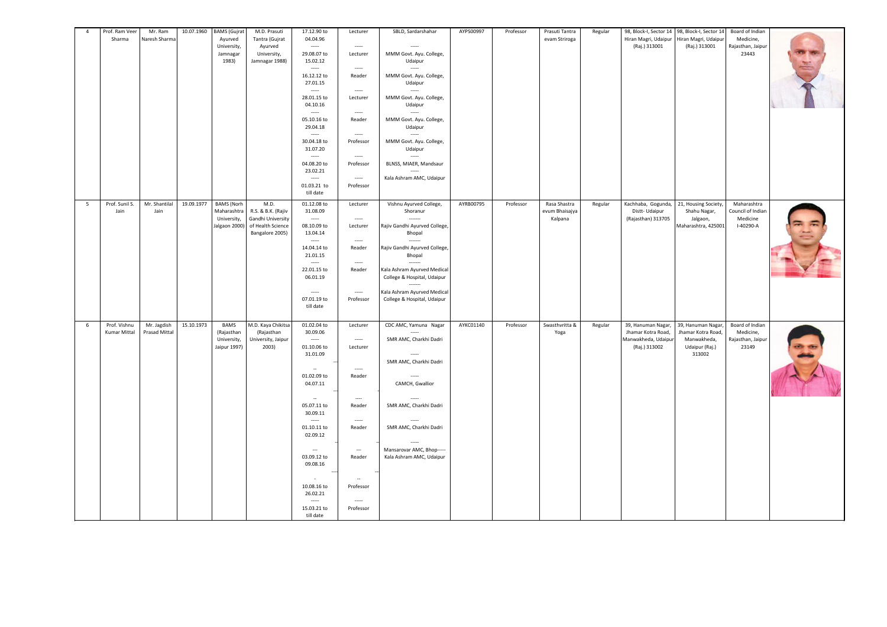| 4 | Prof. Ram Veer Sharma | Mr. Ram Naresh Sharma | 10.07.1960 | BAMS (Gujrat Ayurved University, Jamnagar 1983) | M.D. Prasuti Tantra (Gujrat Ayurved University, Jamnagar 1988) | 17.12.90 to 04.04.96 ----- 29.08.07 to 15.02.12 ----- 16.12.12 to 27.01.15 ----- 28.01.15 to 04.10.16 ----- 05.10.16 to 29.04.18 ----- 30.04.18 to 31.07.20 ----- 04.08.20 to 23.02.21 ----- 01.03.21 to till date | Lecturer ----- Lecturer ----- Reader ----- Lecturer ----- Reader ----- Professor ----- Professor ----- Professor | SBLD, Sardarshahar ----- MMM Govt. Ayu. College, Udaipur ----- MMM Govt. Ayu. College, Udaipur ----- MMM Govt. Ayu. College, Udaipur ----- MMM Govt. Ayu. College, Udaipur ----- MMM Govt. Ayu. College, Udaipur ----- BLNSS, MIAER, Mandsaur ----- Kala Ashram AMC, Udaipur | AYPS00997 | Professor | Prasuti Tantra evam Striroga | Regular | 98, Block-I, Sector 14 Hiran Magri, Udaipur (Raj.) 313001 | 98, Block-I, Sector 14 Hiran Magri, Udaipur (Raj.) 313001 | Board of Indian Medicine, Rajasthan, Jaipur 23443 | |
|---|---|---|---|---|---|---|---|---|---|---|---|---|---|---|---|---|
| 5 | Prof. Sunil S. Jain | Mr. Shantilal Jain | 19.09.1977 | BAMS (Norh Maharashtra University, Jalgaon 2000) | M.D. R.S. & B.K. (Rajiv Gandhi University of Health Science Bangalore 2005) | 01.12.08 to 31.08.09 ----- 08.10.09 to 13.04.14 ----- 14.04.14 to 21.01.15 ----- 22.01.15 to 06.01.19 ----- 07.01.19 to till date | Lecturer ----- Lecturer ----- Reader ----- Reader ----- Professor | Vishnu Ayurved College, Shoranur ------- Rajiv Gandhi Ayurved College, Bhopal ------- Rajiv Gandhi Ayurved College, Bhopal ------- Kala Ashram Ayurved Medical College & Hospital, Udaipur ------- Kala Ashram Ayurved Medical College & Hospital, Udaipur | AYRB00795 | Professor | Rasa Shastra evum Bhaisajya Kalpana | Regular | Kachhaba, Gogunda, Distt- Udaipur (Rajasthan) 313705 | 21, Housing Society, Shahu Nagar, Jalgaon, Maharashtra, 425001 | Maharashtra Council of Indian Medicine I-40290-A | |
| 6 | Prof. Vishnu Kumar Mittal | Mr. Jagdish Prasad Mittal | 15.10.1973 | BAMS (Rajasthan University, Jaipur 1997) | M.D. Kaya Chikitsa (Rajasthan University, Jaipur 2003) | 01.02.04 to 30.09.06 ----- 01.10.06 to 31.01.09 -- 01.02.09 to 04.07.11 -- 05.07.11 to 30.09.11 ----- 01.10.11 to 02.09.12 --- 03.09.12 to 09.08.16 - 10.08.16 to 26.02.21 ----- 15.03.21 to till date | Lecturer ----- Lecturer ----- Reader ---- Reader ----- Reader --- Reader -- Professor ----- Professor | CDC AMC, Yamuna Nagar ----- SMR AMC, Charkhi Dadri ----- SMR AMC, Charkhi Dadri ----- CAMCH, Gwallior ----- SMR AMC, Charkhi Dadri ----- SMR AMC, Charkhi Dadri ----- Mansarovar AMC, Bhop----- Kala Ashram AMC, Udaipur | AYKC01140 | Professor | Swasthvritta & Yoga | Regular | 39, Hanuman Nagar, Jhamar Kotra Road, Manwakheda, Udaipur (Raj.) 313002 | 39, Hanuman Nagar, Jhamar Kotra Road, Manwakheda, Udaipur (Raj.) 313002 | Board of Indian Medicine, Rajasthan, Jaipur 23149 | |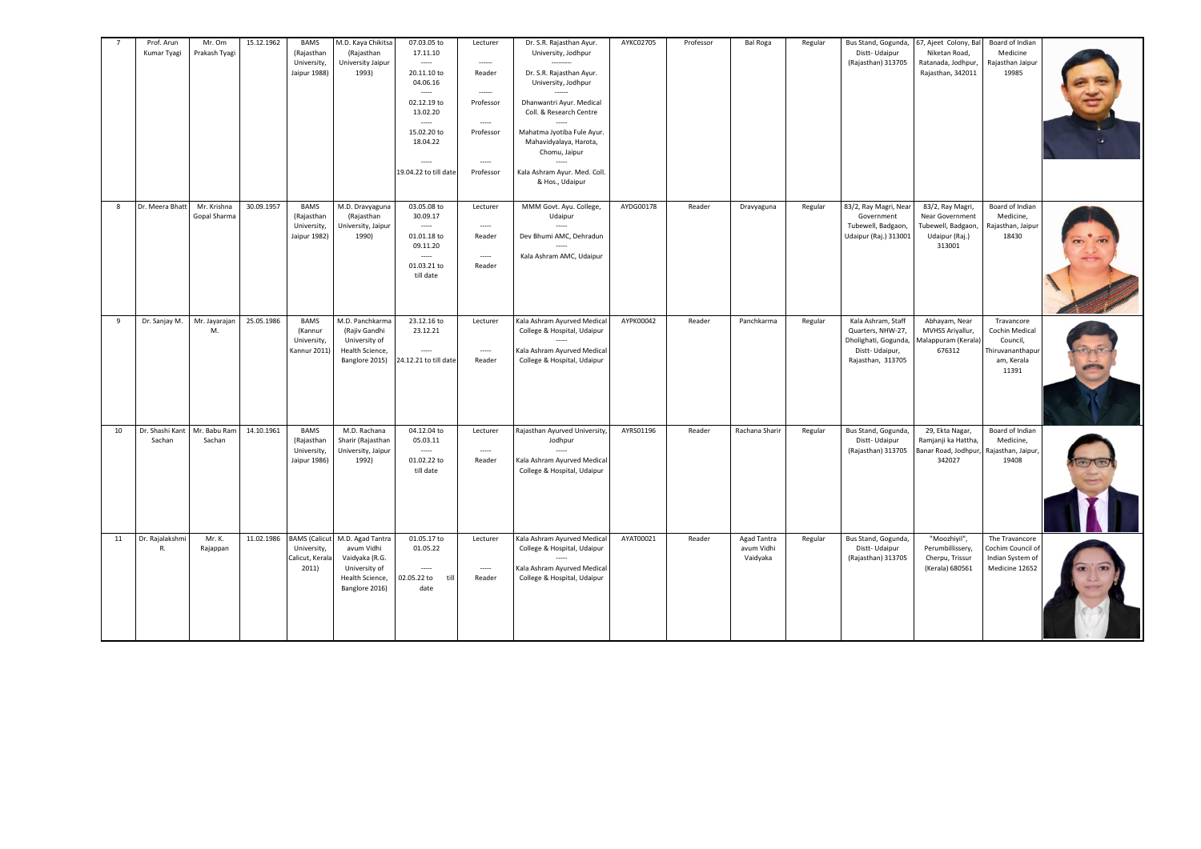| 7 | Prof. Arun Kumar Tyagi | Mr. Om Prakash Tyagi | 15.12.1962 | BAMS (Rajasthan University, Jaipur 1988) | M.D. Kaya Chikitsa (Rajasthan University Jaipur 1993) | 07.03.05 to 17.11.10<br>-----<br>20.11.10 to 04.06.16<br>-----<br>02.12.19 to 13.02.20<br>-----<br>15.02.20 to 18.04.22<br>-----<br>19.04.22 to till date | Lecturer<br>------<br>Reader<br>------<br>Professor<br>-----<br>Professor<br>-----<br>Professor | Dr. S.R. Rajasthan Ayur. University, Jodhpur<br>---------<br>Dr. S.R. Rajasthan Ayur. University, Jodhpur<br>------<br>Dhanwantri Ayur. Medical Coll. & Research Centre<br>-----<br>Mahatma Jyotiba Fule Ayur. Mahavidyalaya, Harota, Chomu, Jaipur<br>-----<br>Kala Ashram Ayur. Med. Coll. & Hos., Udaipur | AYKC02705 | Professor | Bal Roga | Regular | Bus Stand, Gogunda, Distt- Udaipur (Rajasthan) 313705 | 67, Ajeet Colony, Bal Niketan Road, Ratanada, Jodhpur, Rajasthan, 342011 | Board of Indian Medicine Rajasthan Jaipur 19985 | |
|---|---|---|---|---|---|---|---|---|---|---|---|---|---|---|---|---|
| 8 | Dr. Meera Bhatt | Mr. Krishna Gopal Sharma | 30.09.1957 | BAMS (Rajasthan University, Jaipur 1982) | M.D. Dravyaguna (Rajasthan University, Jaipur 1990) | 03.05.08 to 30.09.17<br>-----<br>01.01.18 to 09.11.20<br>-----<br>01.03.21 to till date | Lecturer<br>-----<br>Reader<br>-----<br>Reader | MMM Govt. Ayu. College, Udaipur<br>-----<br>Dev Bhumi AMC, Dehradun<br>-----<br>Kala Ashram AMC, Udaipur | AYDG00178 | Reader | Dravyaguna | Regular | 83/2, Ray Magri, Near Government Tubewell, Badgaon, Udaipur (Raj.) 313001 | 83/2, Ray Magri, Near Government Tubewell, Badgaon, Udaipur (Raj.) 313001 | Board of Indian Medicine, Rajasthan, Jaipur 18430 | |
| 9 | Dr. Sanjay M. | Mr. Jayarajan M. | 25.05.1986 | BAMS (Kannur University, Kannur 2011) | M.D. Panchkarma (Rajiv Gandhi University of Health Science, Banglore 2015) | 23.12.16 to 23.12.21<br>-----<br>24.12.21 to till date | Lecturer<br>-----<br>Reader | Kala Ashram Ayurved Medical College & Hospital, Udaipur<br>-----<br>Kala Ashram Ayurved Medical College & Hospital, Udaipur | AYPK00042 | Reader | Panchkarma | Regular | Kala Ashram, Staff Quarters, NHW-27, Dholighati, Gogunda, Distt- Udaipur, Rajasthan, 313705 | Abhayam, Near MVHSS Ariyallur, Malappuram (Kerala) 676312 | Travancore Cochin Medical Council, Thiruvananthapuram, Kerala 11391 | |
| 10 | Dr. Shashi Kant Sachan | Mr. Babu Ram Sachan | 14.10.1961 | BAMS (Rajasthan University, Jaipur 1986) | M.D. Rachana Sharir (Rajasthan University, Jaipur 1992) | 04.12.04 to 05.03.11<br>-----<br>01.02.22 to till date | Lecturer<br>-----<br>Reader | Rajasthan Ayurved University, Jodhpur<br>-----<br>Kala Ashram Ayurved Medical College & Hospital, Udaipur | AYRS01196 | Reader | Rachana Sharir | Regular | Bus Stand, Gogunda, Distt- Udaipur (Rajasthan) 313705 | 29, Ekta Nagar, Ramjanji ka Hattha, Banar Road, Jodhpur, 342027 | Board of Indian Medicine, Rajasthan, Jaipur, 19408 | |
| 11 | Dr. Rajalakshmi R. | Mr. K. Rajappan | 11.02.1986 | BAMS (Calicut University, Calicut, Kerala 2011) | M.D. Agad Tantra avum Vidhi Vaidyaka (R.G. University of Health Science, Banglore 2016) | 01.05.17 to 01.05.22<br>-----<br>02.05.22 to till date | Lecturer<br>-----<br>Reader | Kala Ashram Ayurved Medical College & Hospital, Udaipur<br>-----<br>Kala Ashram Ayurved Medical College & Hospital, Udaipur | AYAT00021 | Reader | Agad Tantra avum Vidhi Vaidyaka | Regular | Bus Stand, Gogunda, Distt- Udaipur (Rajasthan) 313705 | "Moozhiyil", Perumbillissery, Cherpu, Trissur (Kerala) 680561 | The Travancore Cochim Council of Indian System of Medicine 12652 | |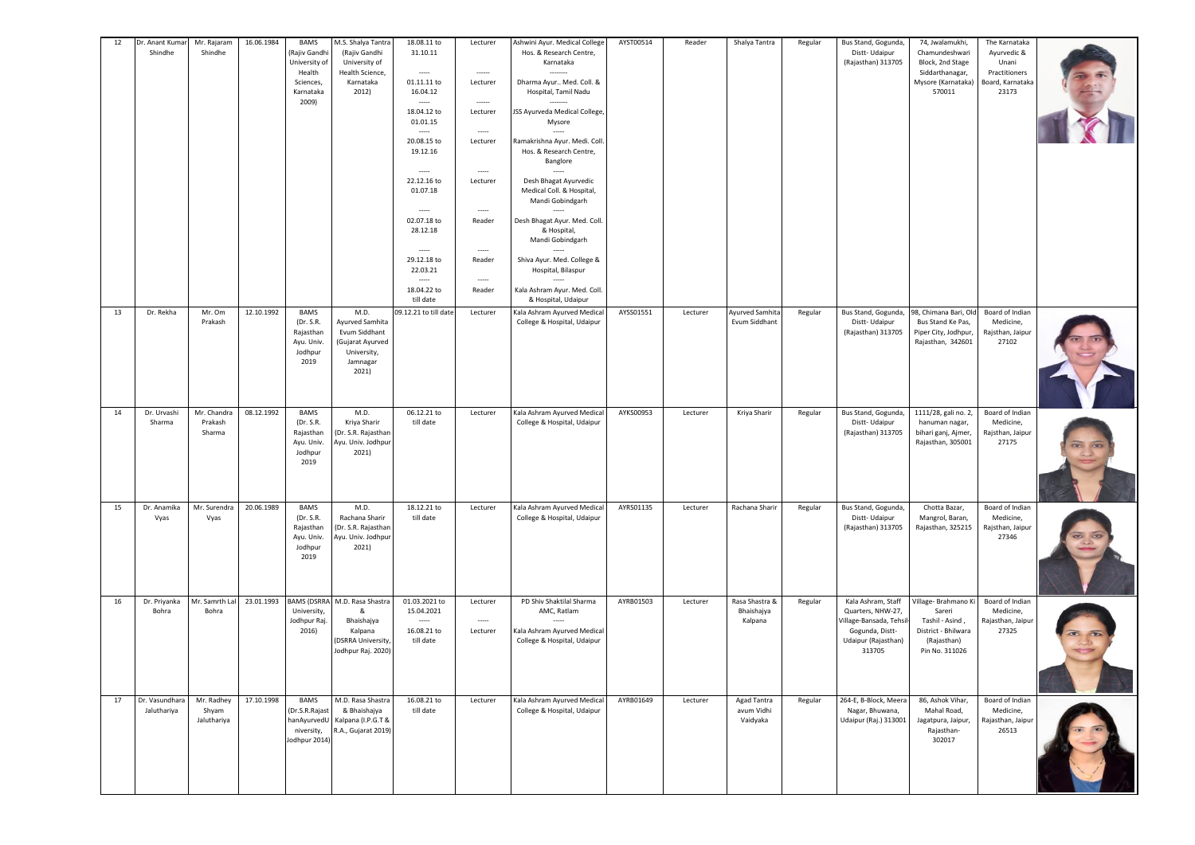| 12 | Dr. Anant Kumar Shindhe | Mr. Rajaram Shindhe | 16.06.1984 | BAMS (Rajiv Gandhi University of Health Sciences, Karnataka 2009) | M.S. Shalya Tantra (Rajiv Gandhi University of Health Science, Karnataka 2012) | 18.08.11 to 31.10.11 ----- 01.11.11 to 16.04.12 ----- 18.04.12 to 01.01.15 ----- 20.08.15 to 19.12.16 ----- 22.12.16 to 01.07.18 ----- 02.07.18 to 28.12.18 ----- 29.12.18 to 22.03.21 ----- 18.04.22 to till date | Lecturer ------ Lecturer ------ Lecturer ----- Lecturer ----- Lecturer ----- Reader ----- Reader ----- Reader | Ashwini Ayur. Medical College Hos. & Research Centre, Karnataka -------- Dharma Ayur.. Med. Coll. & Hospital, Tamil Nadu -------- JSS Ayurveda Medical College, Mysore ----- Ramakrishna Ayur. Medi. Coll. Hos. & Research Centre, Banglore ----- Desh Bhagat Ayurvedic Medical Coll. & Hospital, Mandi Gobindgarh ----- Desh Bhagat Ayur. Med. Coll. & Hospital, Mandi Gobindgarh ----- Shiva Ayur. Med. College & Hospital, Bilaspur ----- Kala Ashram Ayur. Med. Coll. & Hospital, Udaipur | AYST00514 | Reader | Shalya Tantra | Regular | Bus Stand, Gogunda, Distt- Udaipur (Rajasthan) 313705 | 74, Jwalamukhi, Chamundeshwari Block, 2nd Stage Siddharthanagar, Mysore (Karnataka) 570011 | The Karnataka Ayurvedic & Unani Practitioners Board, Karnataka 23173 | |
|---|---|---|---|---|---|---|---|---|---|---|---|---|---|---|---|---|
| 13 | Dr. Rekha | Mr. Om Prakash | 12.10.1992 | BAMS (Dr. S.R. Rajasthan Ayu. Univ. Jodhpur 2019 | M.D. Ayurved Samhita Evum Siddhant (Gujarat Ayurved University, Jamnagar 2021) | 09.12.21 to till date | Lecturer | Kala Ashram Ayurved Medical College & Hospital, Udaipur | AYSS01551 | Lecturer | Ayurved Samhita Evum Siddhant | Regular | Bus Stand, Gogunda, Distt- Udaipur (Rajasthan) 313705 | 98, Chimana Bari, Old Bus Stand Ke Pas, Piper City, Jodhpur, Rajasthan, 342601 | Board of Indian Medicine, Rajsthan, Jaipur 27102 | |
| 14 | Dr. Urvashi Sharma | Mr. Chandra Prakash Sharma | 08.12.1992 | BAMS (Dr. S.R. Rajasthan Ayu. Univ. Jodhpur 2019 | M.D. Kriya Sharir (Dr. S.R. Rajasthan Ayu. Univ. Jodhpur 2021) | 06.12.21 to till date | Lecturer | Kala Ashram Ayurved Medical College & Hospital, Udaipur | AYKS00953 | Lecturer | Kriya Sharir | Regular | Bus Stand, Gogunda, Distt- Udaipur (Rajasthan) 313705 | 1111/28, gali no. 2, hanuman nagar, bihari ganj, Ajmer, Rajasthan, 305001 | Board of Indian Medicine, Rajsthan, Jaipur 27175 | |
| 15 | Dr. Anamika Vyas | Mr. Surendra Vyas | 20.06.1989 | BAMS (Dr. S.R. Rajasthan Ayu. Univ. Jodhpur 2019 | M.D. Rachana Sharir (Dr. S.R. Rajasthan Ayu. Univ. Jodhpur 2021) | 18.12.21 to till date | Lecturer | Kala Ashram Ayurved Medical College & Hospital, Udaipur | AYRS01135 | Lecturer | Rachana Sharir | Regular | Bus Stand, Gogunda, Distt- Udaipur (Rajasthan) 313705 | Chotta Bazar, Mangrol, Baran, Rajasthan, 325215 | Board of Indian Medicine, Rajsthan, Jaipur 27346 | |
| 16 | Dr. Priyanka Bohra | Mr. Samrth Lal Bohra | 23.01.1993 | BAMS (DSRRA University, Jodhpur Raj. 2016) | M.D. Rasa Shastra & Bhaishajya Kalpana (DSRRA University, Jodhpur Raj. 2020) | 01.03.2021 to 15.04.2021 ----- 16.08.21 to till date | Lecturer ----- Lecturer | PD Shiv Shaktilal Sharma AMC, Ratlam ----- Kala Ashram Ayurved Medical College & Hospital, Udaipur | AYRB01503 | Lecturer | Rasa Shastra & Bhaishajya Kalpana | Regular | Kala Ashram, Staff Quarters, NHW-27, Village-Bansada, Tehsil-Gogunda, Distt- Udaipur (Rajasthan) 313705 | Village- Brahmano Ki Sareri Tashil - Asind , District - Bhilwara (Rajasthan) Pin No. 311026 | Board of Indian Medicine, Rajasthan, Jaipur 27325 | |
| 17 | Dr. Vasundhara Jaluthariya | Mr. Radhey Shyam Jaluthariya | 17.10.1998 | BAMS (Dr.S.R.Rajasthan Ayurved University, Jodhpur 2014) | M.D. Rasa Shastra & Bhaishajya Kalpana (I.P.G.T & R.A., Gujarat 2019) | 16.08.21 to till date | Lecturer | Kala Ashram Ayurved Medical College & Hospital, Udaipur | AYRB01649 | Lecturer | Agad Tantra avum Vidhi Vaidyaka | Regular | 264-E, B-Block, Meera Nagar, Bhuwana, Udaipur (Raj.) 313001 | 86, Ashok Vihar, Mahal Road, Jagatpura, Jaipur, Rajasthan- 302017 | Board of Indian Medicine, Rajasthan, Jaipur 26513 | |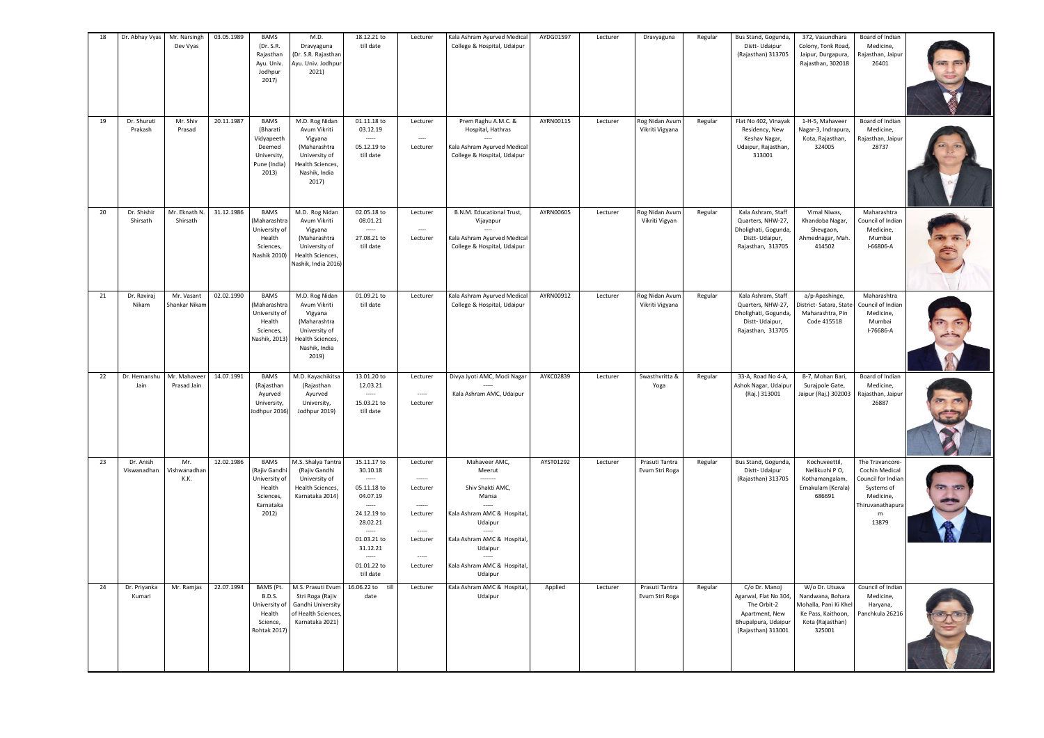| 18 | Dr. Abhay Vyas | Mr. Narsingh Dev Vyas | 03.05.1989 | BAMS (Dr. S.R. Rajasthan Ayu. Univ. Jodhpur 2017) | M.D. Dravyaguna (Dr. S.R. Rajasthan Ayu. Univ. Jodhpur 2021) | 18.12.21 to till date | Lecturer | Kala Ashram Ayurved Medical College & Hospital, Udaipur | AYDG01597 | Lecturer | Dravyaguna | Regular | Bus Stand, Gogunda, Distt- Udaipur (Rajasthan) 313705 | 372, Vasundhara Colony, Tonk Road, Jaipur, Durgapura, Rajasthan, 302018 | Board of Indian Medicine, Rajasthan, Jaipur 26401 | |
|---|---|---|---|---|---|---|---|---|---|---|---|---|---|---|---|---|
| 19 | Dr. Shuruti Prakash | Mr. Shiv Prasad | 20.11.1987 | BAMS (Bharati Vidyapeeth Deemed University, Pune (India) 2013) | M.D. Rog Nidan Avum Vikriti Vigyana (Maharashtra University of Health Sciences, Nashik, India 2017) | 01.11.18 to 03.12.19 ----- 05.12.19 to till date | Lecturer ---- Lecturer | Prem Raghu A.M.C. & Hospital, Hathras ---- Kala Ashram Ayurved Medical College & Hospital, Udaipur | AYRN00115 | Lecturer | Rog Nidan Avum Vikriti Vigyana | Regular | Flat No 402, Vinayak Residency, New Keshav Nagar, Udaipur, Rajasthan, 313001 | 1-H-5, Mahaveer Nagar-3, Indrapura, Kota, Rajasthan, 324005 | Board of Indian Medicine, Rajasthan, Jaipur 28737 | |
| 20 | Dr. Shishir Shirsath | Mr. Eknath N. Shirsath | 31.12.1986 | BAMS (Maharashtra University of Health Sciences, Nashik 2010) | M.D. Rog Nidan Avum Vikriti Vigyana (Maharashtra University of Health Sciences, Nashik, India 2016) | 02.05.18 to 08.01.21 ----- 27.08.21 to till date | Lecturer ---- Lecturer | B.N.M. Educational Trust, Vijayapur ---- Kala Ashram Ayurved Medical College & Hospital, Udaipur | AYRN00605 | Lecturer | Rog Nidan Avum Vikriti Vigyan | Regular | Kala Ashram, Staff Quarters, NHW-27, Dholighati, Gogunda, Distt- Udaipur, Rajasthan, 313705 | Vimal Niwas, Khandoba Nagar, Shevgaon, Ahmednagar, Mah. 414502 | Maharashtra Council of Indian Medicine, Mumbai I-66806-A | |
| 21 | Dr. Raviraj Nikam | Mr. Vasant Shankar Nikam | 02.02.1990 | BAMS (Maharashtra University of Health Sciences, Nashik, 2013) | M.D. Rog Nidan Avum Vikriti Vigyana (Maharashtra University of Health Sciences, Nashik, India 2019) | 01.09.21 to till date | Lecturer | Kala Ashram Ayurved Medical College & Hospital, Udaipur | AYRN00912 | Lecturer | Rog Nidan Avum Vikriti Vigyana | Regular | Kala Ashram, Staff Quarters, NHW-27, Dholighati, Gogunda, Distt- Udaipur, Rajasthan, 313705 | a/p-Apashinge, District- Satara, State- Maharashtra, Pin Code 415518 | Maharashtra Council of Indian Medicine, Mumbai I-76686-A | |
| 22 | Dr. Hemanshu Jain | Mr. Mahaveer Prasad Jain | 14.07.1991 | BAMS (Rajasthan Ayurved University, Jodhpur 2016) | M.D. Kayachikitsa (Rajasthan Ayurved University, Jodhpur 2019) | 13.01.20 to 12.03.21 ----- 15.03.21 to till date | Lecturer ----- Lecturer | Divya Jyoti AMC, Modi Nagar ----- Kala Ashram AMC, Udaipur | AYKC02839 | Lecturer | Swasthvritta & Yoga | Regular | 33-A, Road No 4-A, Ashok Nagar, Udaipur (Raj.) 313001 | B-7, Mohan Bari, Surajpole Gate, Jaipur (Raj.) 302003 | Board of Indian Medicine, Rajasthan, Jaipur 26887 | |
| 23 | Dr. Anish Viswanadhan | Mr. Vishwanadhan K.K. | 12.02.1986 | BAMS (Rajiv Gandhi University of Health Sciences, Karnataka 2012) | M.S. Shalya Tantra (Rajiv Gandhi University of Health Sciences, Karnataka 2014) | 15.11.17 to 30.10.18 ----- 05.11.18 to 04.07.19 ----- 24.12.19 to 28.02.21 ----- 01.03.21 to 31.12.21 ----- 01.01.22 to till date | Lecturer ------ Lecturer ------ Lecturer ----- Lecturer ----- Lecturer | Mahaveer AMC, Meerut -------- Shiv Shakti AMC, Mansa ----- Kala Ashram AMC & Hospital, Udaipur ----- Kala Ashram AMC & Hospital, Udaipur ----- Kala Ashram AMC & Hospital, Udaipur | AYST01292 | Lecturer | Prasuti Tantra Evum Stri Roga | Regular | Bus Stand, Gogunda, Distt- Udaipur (Rajasthan) 313705 | Kochuveettil, Nellikuzhi P O, Kothamangalam, Ernakulam (Kerala) 686691 | The Travancore-Cochin Medical Council for Indian Systems of Medicine, Thiruvanathapuram 13879 | |
| 24 | Dr. Priyanka Kumari | Mr. Ramjas | 22.07.1994 | BAMS (Pt. B.D.S. University of Health Science, Rohtak 2017) | M.S. Prasuti Evum Stri Roga (Rajiv Gandhi University of Health Sciences, Karnataka 2021) | 16.06.22 to till date | Lecturer | Kala Ashram AMC & Hospital, Udaipur | Applied | Lecturer | Prasuti Tantra Evum Stri Roga | Regular | C/o Dr. Manoj Agarwal, Flat No 304, The Orbit-2 Apartment, New Bhupalpura, Udaipur (Rajasthan) 313001 | W/o Dr. Utsava Nandwana, Bohara Mohalla, Pani Ki Khel Ke Pass, Kaithoon, Kota (Rajasthan) 325001 | Council of Indian Medicine, Haryana, Panchkula 26216 | |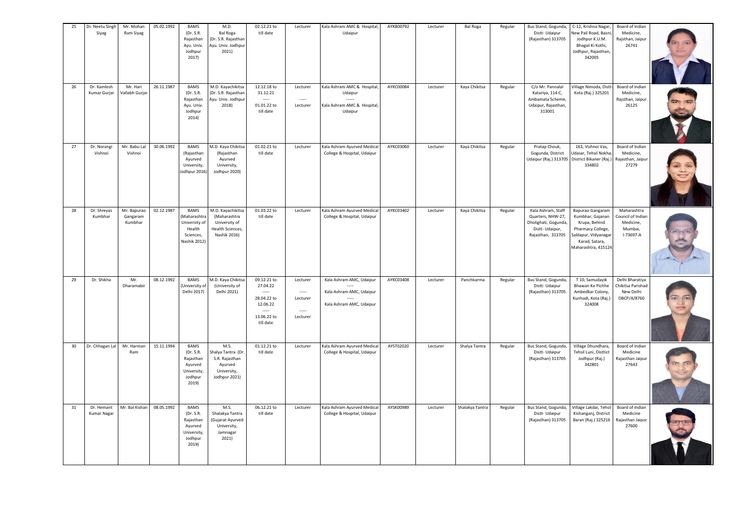| 25 | Dr. Neetu Singh Siyag | Mr. Mohan Ram Siyag | 05.02.1992 | BAMS (Dr. S.R. Rajasthan Ayu. Univ. Jodhpur 2017) | M.D. Bal Roga (Dr. S.R. Rajasthan Ayu. Univ. Jodhpur 2021) | 02.12.21 to till date | Lecturer | Kala Ashram AMC & Hospital, Udaipur | AYKB00792 | Lecturer | Bal Roga | Regular | Bus Stand, Gogunda, Distt- Udaipur (Rajasthan) 313705 | C-12, Krishna Nagar, New Pali Road, Basni, Jodhpur K.U.M. Bhagat Ki Kothi, Jodhpur, Rajasthan, 342005 | Board of Indian Medicine, Rajsthan, Jaipur 26741 | |
|---|---|---|---|---|---|---|---|---|---|---|---|---|---|---|---|---|
| 26 | Dr. Kamlesh Kumar Gurjar | Mr. Hari Vallabh Gurjar | 26.11.1987 | BAMS (Dr. S.R. Rajasthan Ayu. Univ. Jodhpur 2014) | M.D. Kayachikitsa (Dr. S.R. Rajasthan Ayu. Univ. Jodhpur 2018) | 12.12.18 to 31.12.21 ----- 01.01.22 to till date | Lecturer ----- Lecturer | Kala Ashram AMC & Hospital, Udaipur ------ Kala Ashram AMC & Hospital, Udaipur | AYKC00084 | Lecturer | Kaya Chikitsa | Regular | C/o Mr. Pannalal Katariya, 114-C, Ambamata Scheme, Udaipur, Rajasthan, 313001 | Village Nimoda, Distt- Kota (Raj.) 325201 | Board of Indian Medicine, Rajsthan, Jaipur 26125 | |
| 27 | Dr. Norangi Vishnoi | Mr. Babu Lal Vishnoi | 30.06.1992 | BAMS (Rajasthan Ayurved University, Jodhpur 2016) | M.D. Kaya Chikitsa (Rajasthan Ayurved University, Jodhpur 2020) | 01.02.21 to till date | Lecturer | Kala Ashram Ayurved Medical College & Hospital, Udaipur | AYKC03060 | Lecturer | Kaya Chikitsa | Regular | Pratap Chouk, Gogunda, District Udaipur (Raj.) 313705 | 163, Vishnoi Vas, Udasar, Tehsil Nokha, District Bikaner (Raj.) 334802 | Board of Indian Medicine, Rajasthan, Jaipur 27279 | |
| 28 | Dr. Shreyas Kumbhar | Mr. Bapurao Gangaram Kumbhar | 02.12.1987 | BAMS (Maharashtra University of Health Sciences, Nashik 2012) | M.D. Kayachikitsa (Maharashtra University of Health Sciences, Nashik 2016) | 01.03.22 to till date | Lecturer | Kala Ashram Ayurved Medical College & Hospital, Udaipur | AYKC03402 | Lecturer | Kaya Chikitsa | Regular | Kala Ashram, Staff Quarters, NHW-27, Dholighati, Gogunda, Distt- Udaipur, Rajasthan, 313705 | Bapurao Gangaram Kumbhar, Gajanan Krupa, Behind Pharmacy College, Saldapur, Vidyanagar Karad, Satara, Maharashtra, 415124 | Maharashtra Council of Indian Medicine, Mumbai, I-73697-A | |
| 29 | Dr. Shikha | Mr. Dharamabir | 08.12.1992 | BAMS (University of Delhi 2017) | M.D. Kaya Chikitsa (University of Delhi 2021) | 09.12.21 to 27.04.22 ----- 28.04.22 to 12.06.22 ----- 13.06.22 to till date | Lecturer ----- Lecturer ----- Lecturer | Kala Ashram AMC, Udaipur ----- Kala Ashram AMC, Udaipur ----- Kala Ashram AMC, Udaipur | AYKC03408 | Lecturer | Panchkarma | Regular | Bus Stand, Gogunda, Distt- Udaipur (Rajasthan) 313705 | T 10, Samudayik Bhawan Ke Pichhe Ambedkar Colony, Kunhadi, Kota (Raj.) 324008 | Delhi Bharatiya Chikitsa Parishad New Delhi DBCP/A/8760 | |
| 30 | Dr. Chhagan Lal | Mr. Harman Ram | 15.11.1994 | BAMS (Dr. S.R. Rajasthan Ayurved University, Jodhpur 2019) | M.S. Shalya Tantra (Dr. S.R. Rajasthan Ayurved University, Jodhpur 2021) | 01.12.21 to till date | Lecturer | Kala Ashram Ayurved Medical College & Hospital, Udaipur | AYST02020 | Lecturer | Shalya Tantra | Regular | Bus Stand, Gogunda, Distt- Udaipur (Rajasthan) 313705 | Village Dhundhara, Tehsil Luni, Disttict Jodhpur (Raj.) 342801 | Board of Indian Medicine Rajasthan Jaipur 27643 | |
| 31 | Dr. Hemant Kumar Nagar | Mr. Bal Kishan | 08.05.1992 | BAMS (Dr. S.R. Rajasthan Ayurved University, Jodhpur 2019) | M.S. Shalakya Tantra (Gujarat Ayurved University, Jamnagar 2021) | 06.12.21 to till date | Lecturer | Kala Ashram Ayurved Medical College & Hospital, Udaipur | AYSK00989 | Lecturer | Shalakya Tantra | Regular | Bus Stand, Gogunda, Distt- Udaipur (Rajasthan) 313705 | Village Lakdai, Tehsil Kishanganj, District Baran (Raj.) 325216 | Board of Indian Medicine Rajasthan Jaipur 27600 | |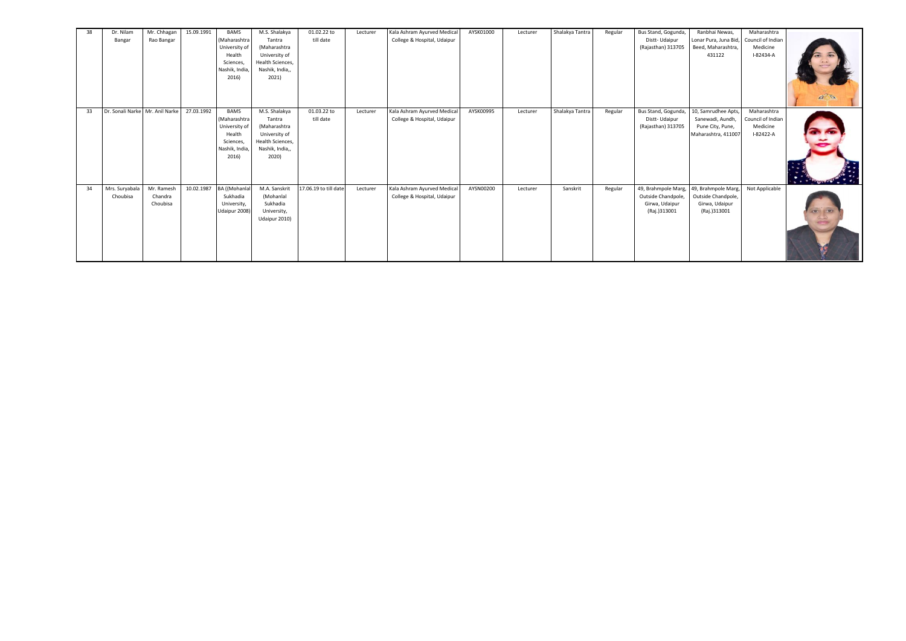| | | | | | | | | | | | | | | | | | |
|---|---|---|---|---|---|---|---|---|---|---|---|---|---|---|---|---|---|
| 38 | Dr. Nilam Bangar | Mr. Chhagan Rao Bangar | 15.09.1991 | BAMS (Maharashtra University of Health Sciences, Nashik, India, 2016) | M.S. Shalakya Tantra (Maharashtra University of Health Sciences, Nashik, India,, 2021) | 01.02.22 to till date | Lecturer | Kala Ashram Ayurved Medical College & Hospital, Udaipur | AYSK01000 | Lecturer | Shalakya Tantra | Regular | Bus Stand, Gogunda, Distt- Udaipur (Rajasthan) 313705 | Ranbhai Newas, Lonar Pura, Juna Bid, Beed, Maharashtra, 431122 | Maharashtra Council of Indian Medicine I-82434-A | |
| 33 | Dr. Sonali Narke | Mr. Anil Narke | 27.03.1992 | BAMS (Maharashtra University of Health Sciences, Nashik, India, 2016) | M.S. Shalakya Tantra (Maharashtra University of Health Sciences, Nashik, India,, 2020) | 01.03.22 to till date | Lecturer | Kala Ashram Ayurved Medical College & Hospital, Udaipur | AYSK00995 | Lecturer | Shalakya Tantra | Regular | Bus Stand, Gogunda, Distt- Udaipur (Rajasthan) 313705 | 10, Samrudhee Apts, Sanewadi, Aundh, Pune City, Pune, Maharashtra, 411007 | Maharashtra Council of Indian Medicine I-82422-A | |
| 34 | Mrs. Suryabala Choubisa | Mr. Ramesh Chandra Choubisa | 10.02.1987 | BA ((Mohanlal Sukhadia University, Udaipur 2008) | M.A. Sanskrit (Mohanlal Sukhadia University, Udaipur 2010) | 17.06.19 to till date | Lecturer | Kala Ashram Ayurved Medical College & Hospital, Udaipur | AYSN00200 | Lecturer | Sanskrit | Regular | 49, Brahmpole Marg, Outside Chandpole, Girwa, Udaipur (Raj.)313001 | 49, Brahmpole Marg, Outside Chandpole, Girwa, Udaipur (Raj.)313001 | Not Applicable | |